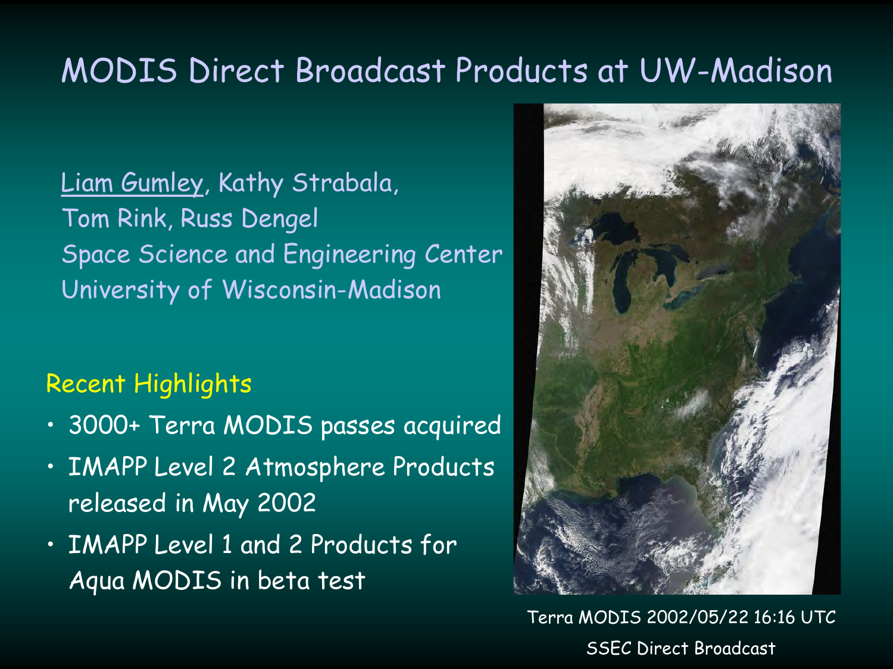# MODIS Direct Broadcast Products at UW-Madison

Liam Gumley, Kathy Strabala,
Tom Rink, Russ Dengel
Space Science and Engineering Center
University of Wisconsin-Madison

## Recent Highlights

- 3000+ Terra MODIS passes acquired
- IMAPP Level 2 Atmosphere Products released in May 2002
- IMAPP Level 1 and 2 Products for Aqua MODIS in beta test

Terra MODIS 2002/05/22 16:16 UTC
SSEC Direct Broadcast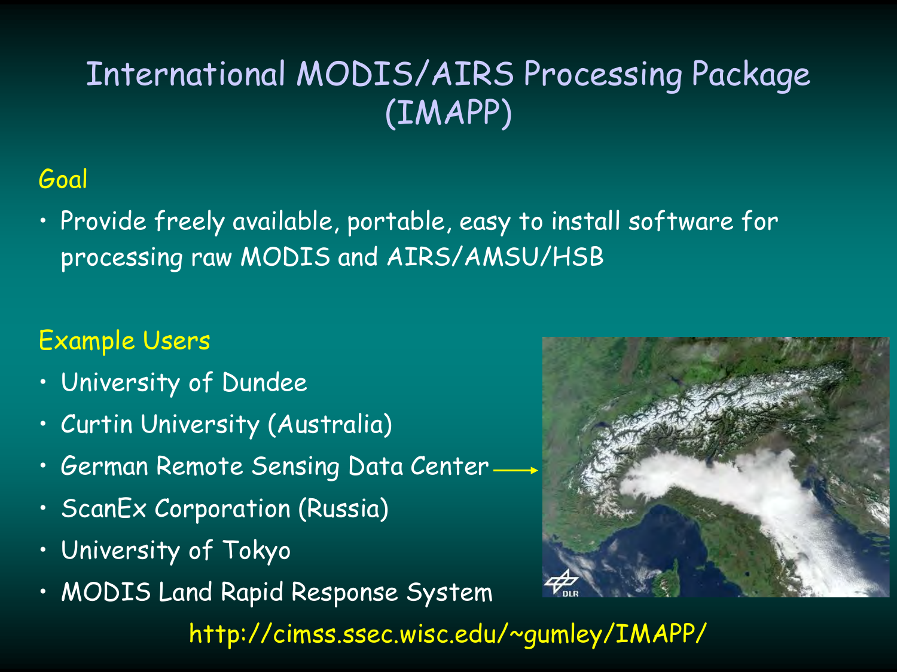# International MODIS/AIRS Processing Package (IMAPP)

## Goal

- Provide freely available, portable, easy to install software for processing raw MODIS and AIRS/AMSU/HSB

## Example Users

- University of Dundee
- Curtin University (Australia)
- German Remote Sensing Data Center
- ScanEx Corporation (Russia)
- University of Tokyo
- MODIS Land Rapid Response System

http://cimss.ssec.wisc.edu/~gumley/IMAPP/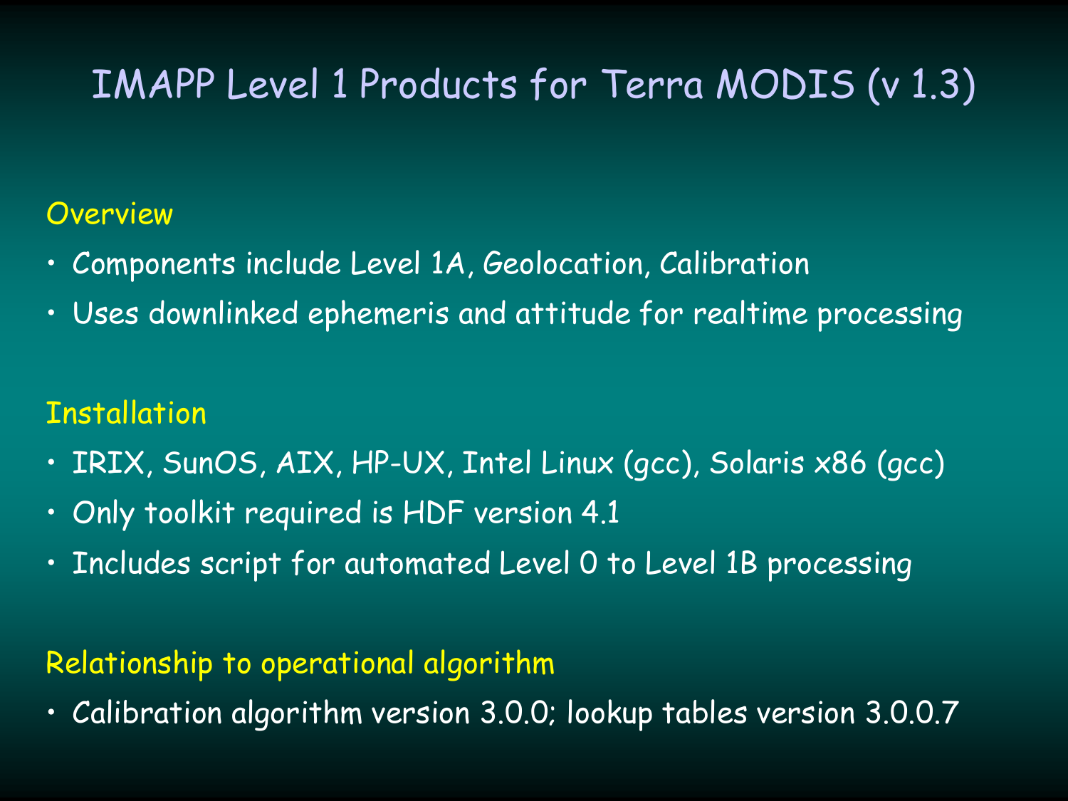# IMAPP Level 1 Products for Terra MODIS (v 1.3)

## Overview

- Components include Level 1A, Geolocation, Calibration
- Uses downlinked ephemeris and attitude for realtime processing

## Installation

- IRIX, SunOS, AIX, HP-UX, Intel Linux (gcc), Solaris x86 (gcc)
- Only toolkit required is HDF version 4.1
- Includes script for automated Level 0 to Level 1B processing

## Relationship to operational algorithm

- Calibration algorithm version 3.0.0; lookup tables version 3.0.0.7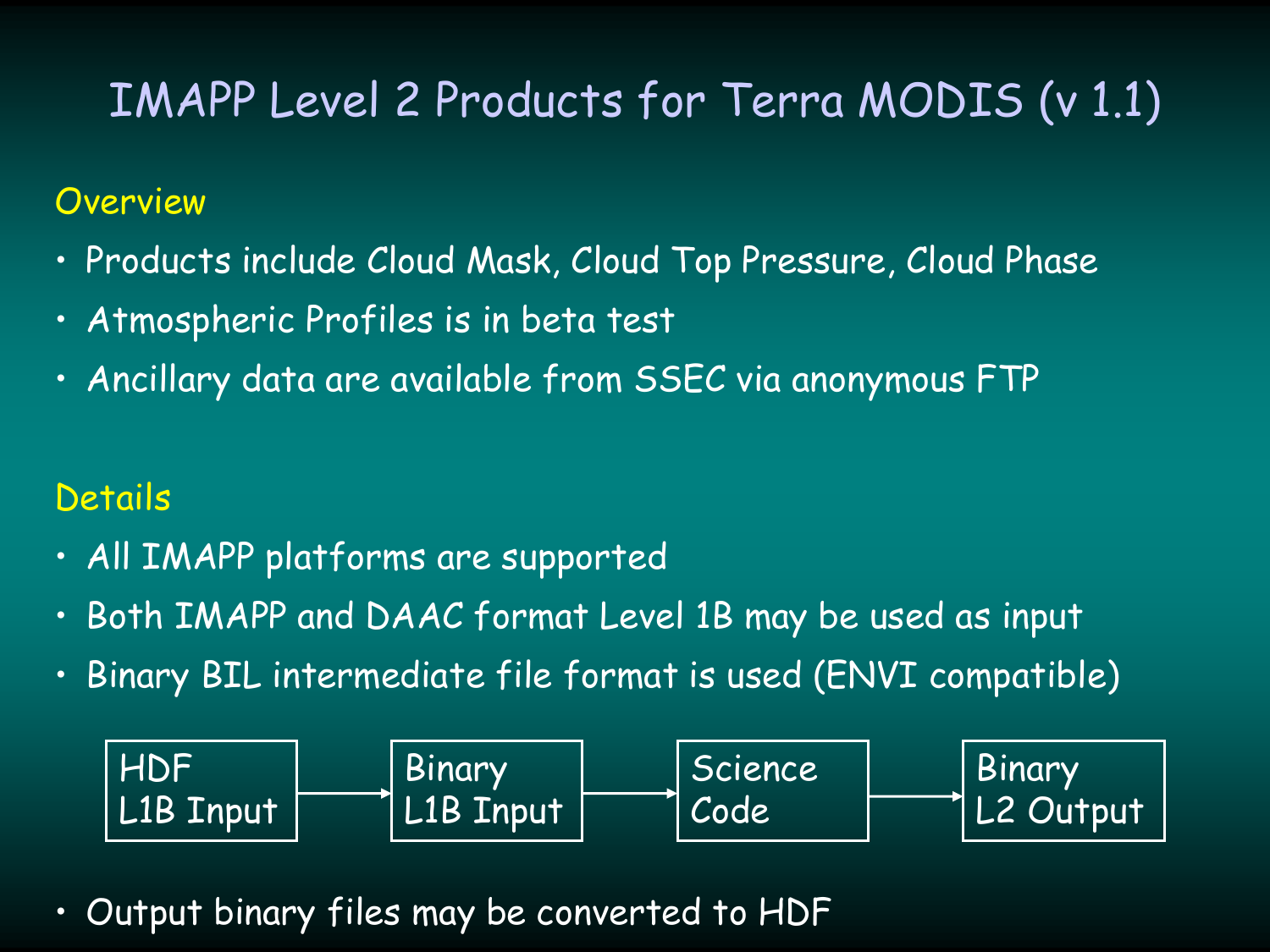# IMAPP Level 2 Products for Terra MODIS (v 1.1)

## Overview

- Products include Cloud Mask, Cloud Top Pressure, Cloud Phase
- Atmospheric Profiles is in beta test
- Ancillary data are available from SSEC via anonymous FTP

## Details

- All IMAPP platforms are supported
- Both IMAPP and DAAC format Level 1B may be used as input
- Binary BIL intermediate file format is used (ENVI compatible)

HDF L1B Input → Binary L1B Input → Science Code → Binary L2 Output

- Output binary files may be converted to HDF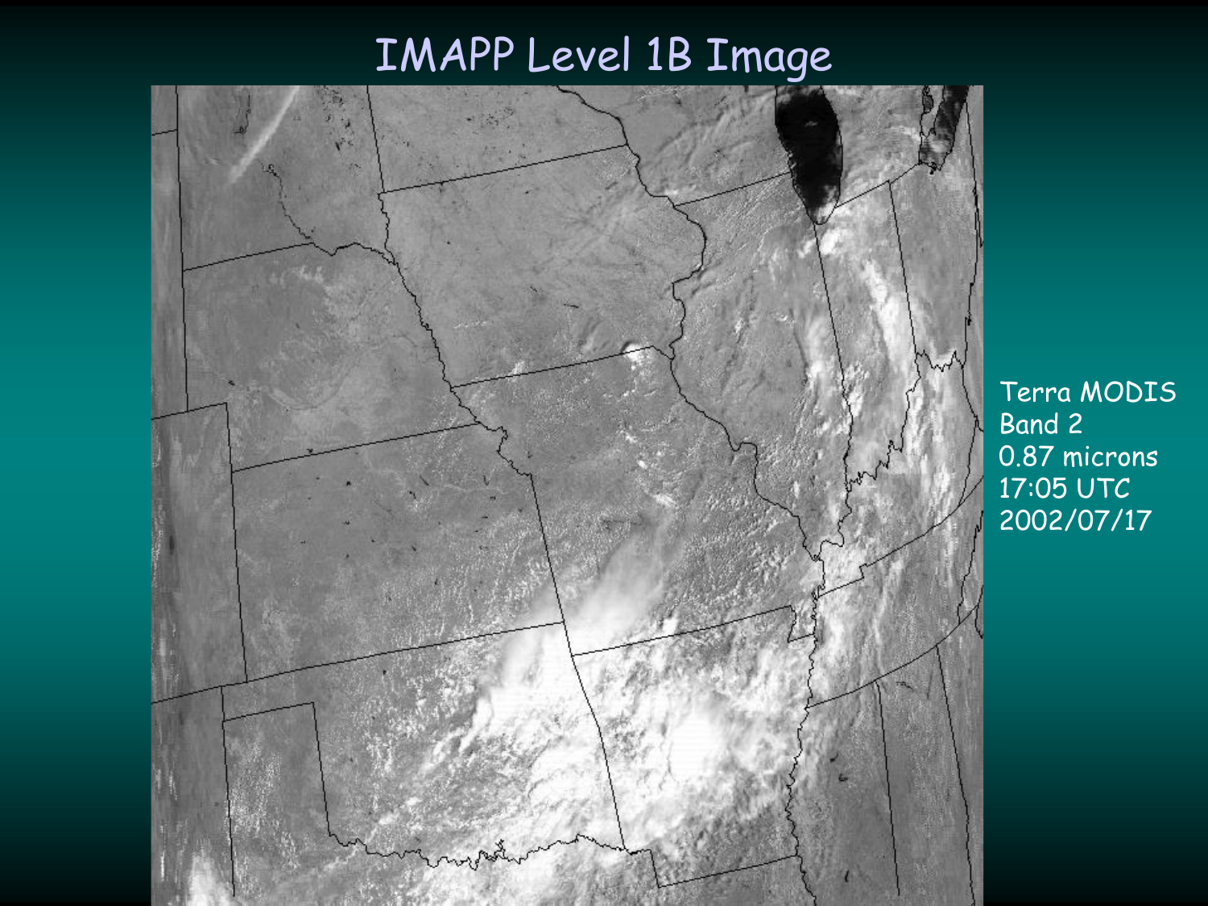# IMAPP Level 1B Image

Terra MODIS
Band 2
0.87 microns
17:05 UTC
2002/07/17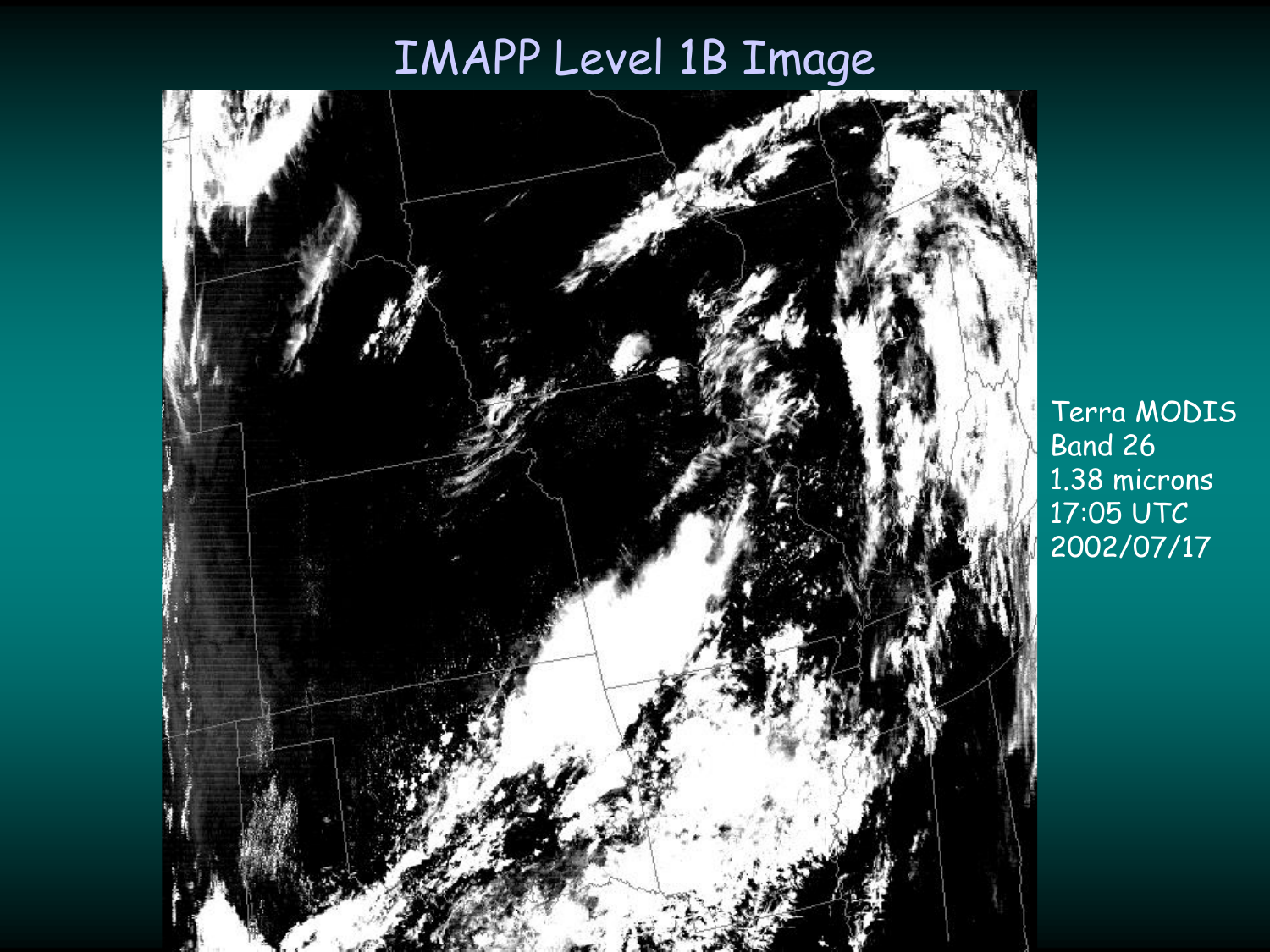# IMAPP Level 1B Image

Terra MODIS
Band 26
1.38 microns
17:05 UTC
2002/07/17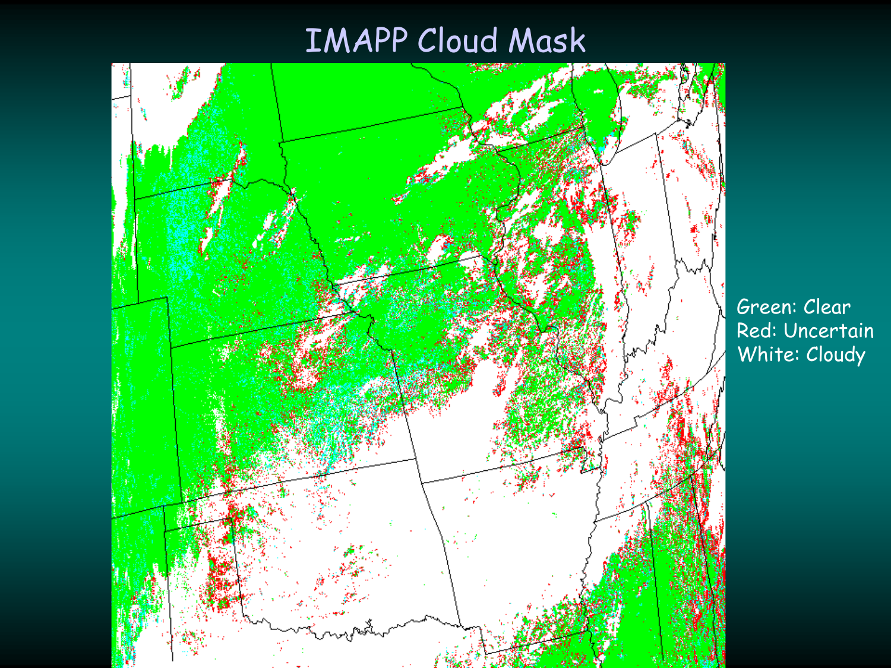# IMAPP Cloud Mask

Green: Clear
Red: Uncertain
White: Cloudy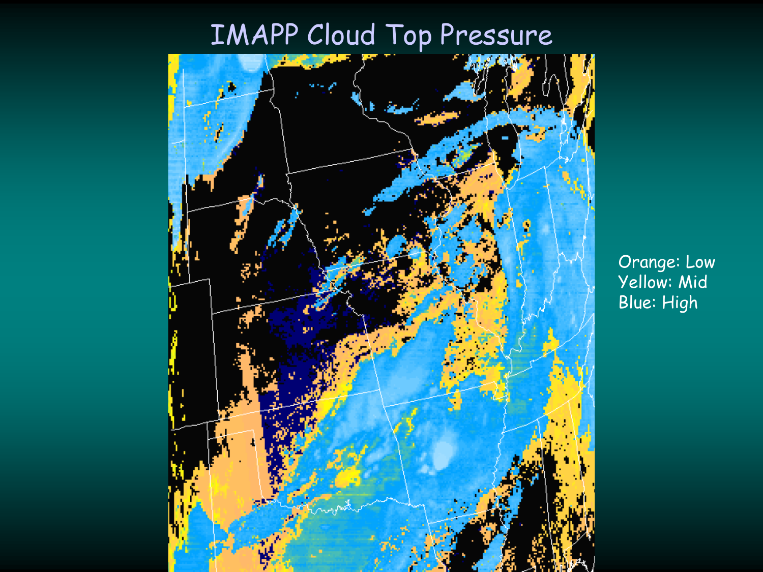# IMAPP Cloud Top Pressure

Orange: Low
Yellow: Mid
Blue: High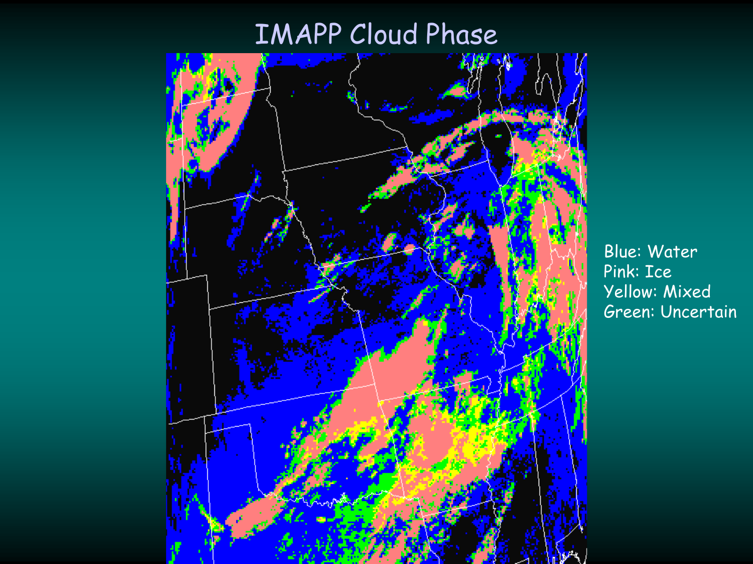# IMAPP Cloud Phase

Blue: Water
Pink: Ice
Yellow: Mixed
Green: Uncertain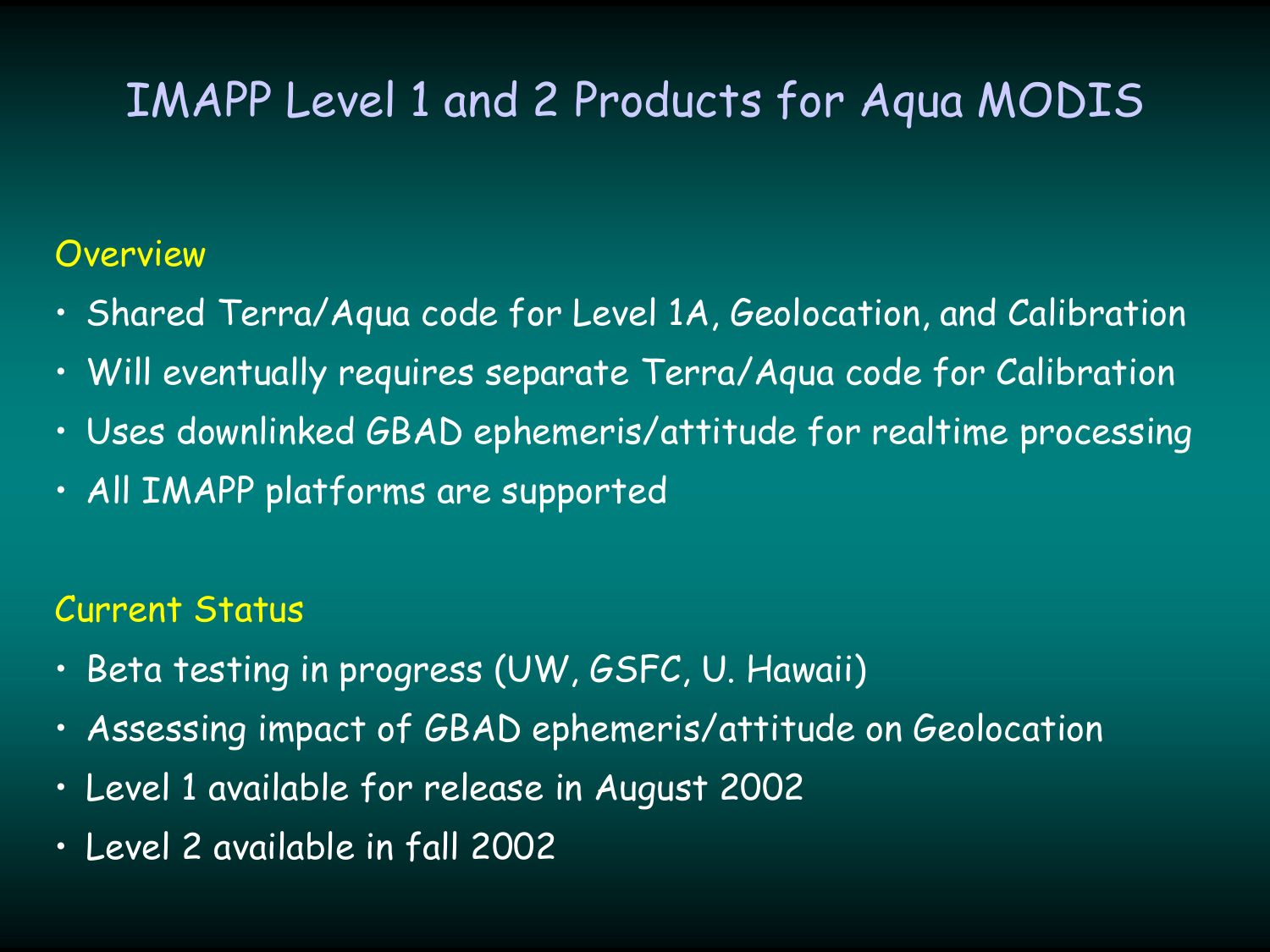# IMAPP Level 1 and 2 Products for Aqua MODIS

## Overview

- Shared Terra/Aqua code for Level 1A, Geolocation, and Calibration
- Will eventually requires separate Terra/Aqua code for Calibration
- Uses downlinked GBAD ephemeris/attitude for realtime processing
- All IMAPP platforms are supported

## Current Status

- Beta testing in progress (UW, GSFC, U. Hawaii)
- Assessing impact of GBAD ephemeris/attitude on Geolocation
- Level 1 available for release in August 2002
- Level 2 available in fall 2002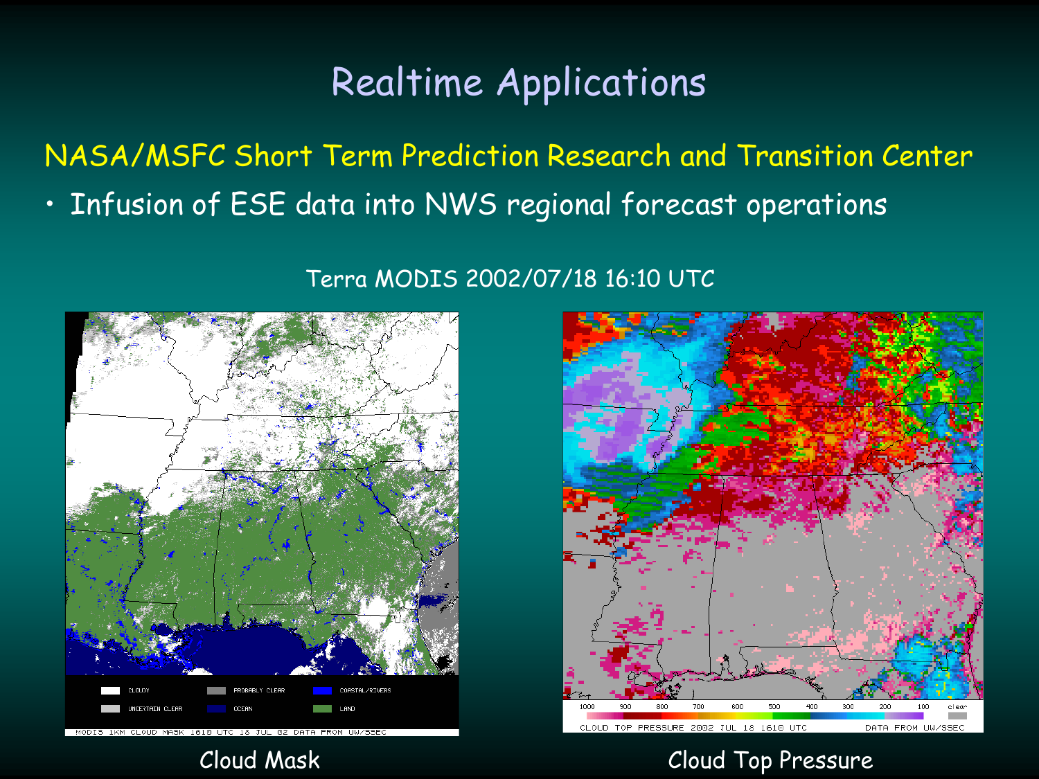# Realtime Applications

NASA/MSFC Short Term Prediction Research and Transition Center

- Infusion of ESE data into NWS regional forecast operations

Terra MODIS 2002/07/18 16:10 UTC

Cloud Mask

Cloud Top Pressure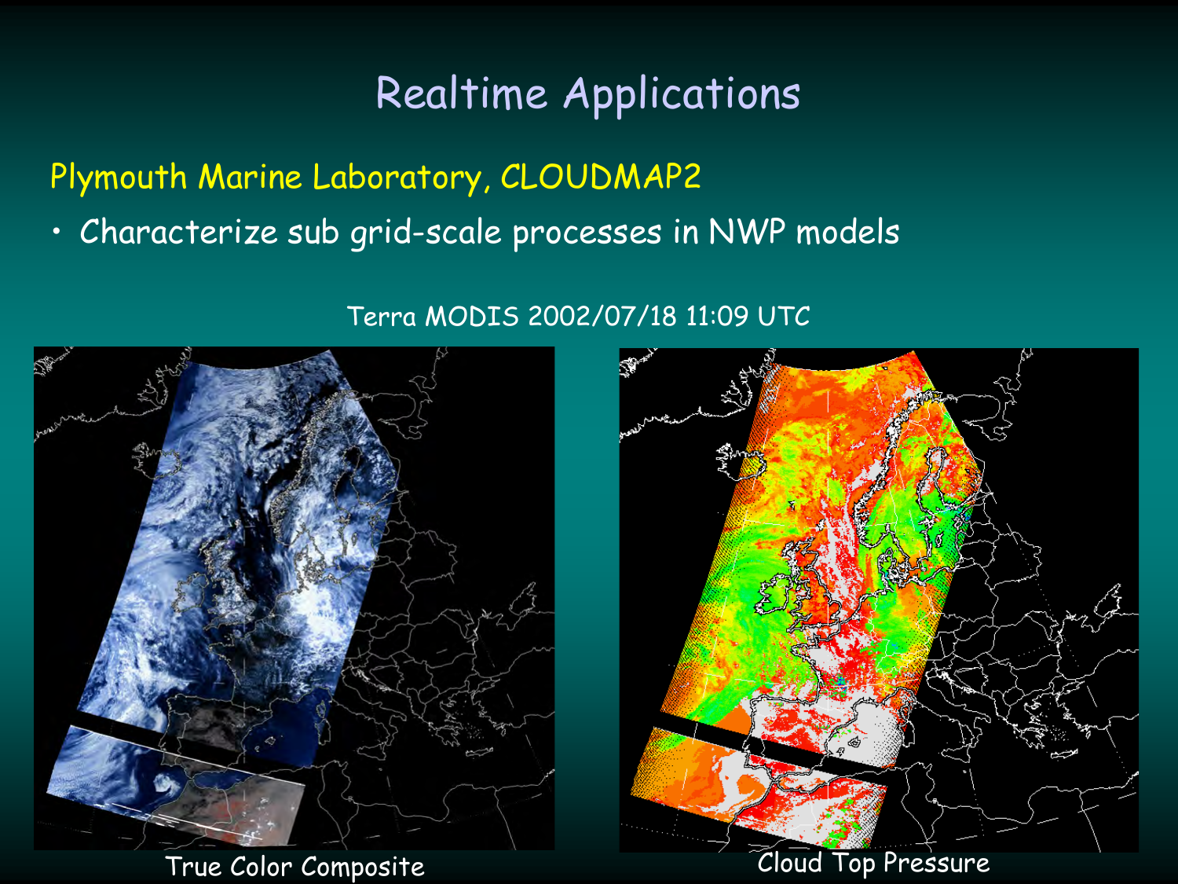# Realtime Applications

Plymouth Marine Laboratory, CLOUDMAP2

- Characterize sub grid-scale processes in NWP models

Terra MODIS 2002/07/18 11:09 UTC

True Color Composite

Cloud Top Pressure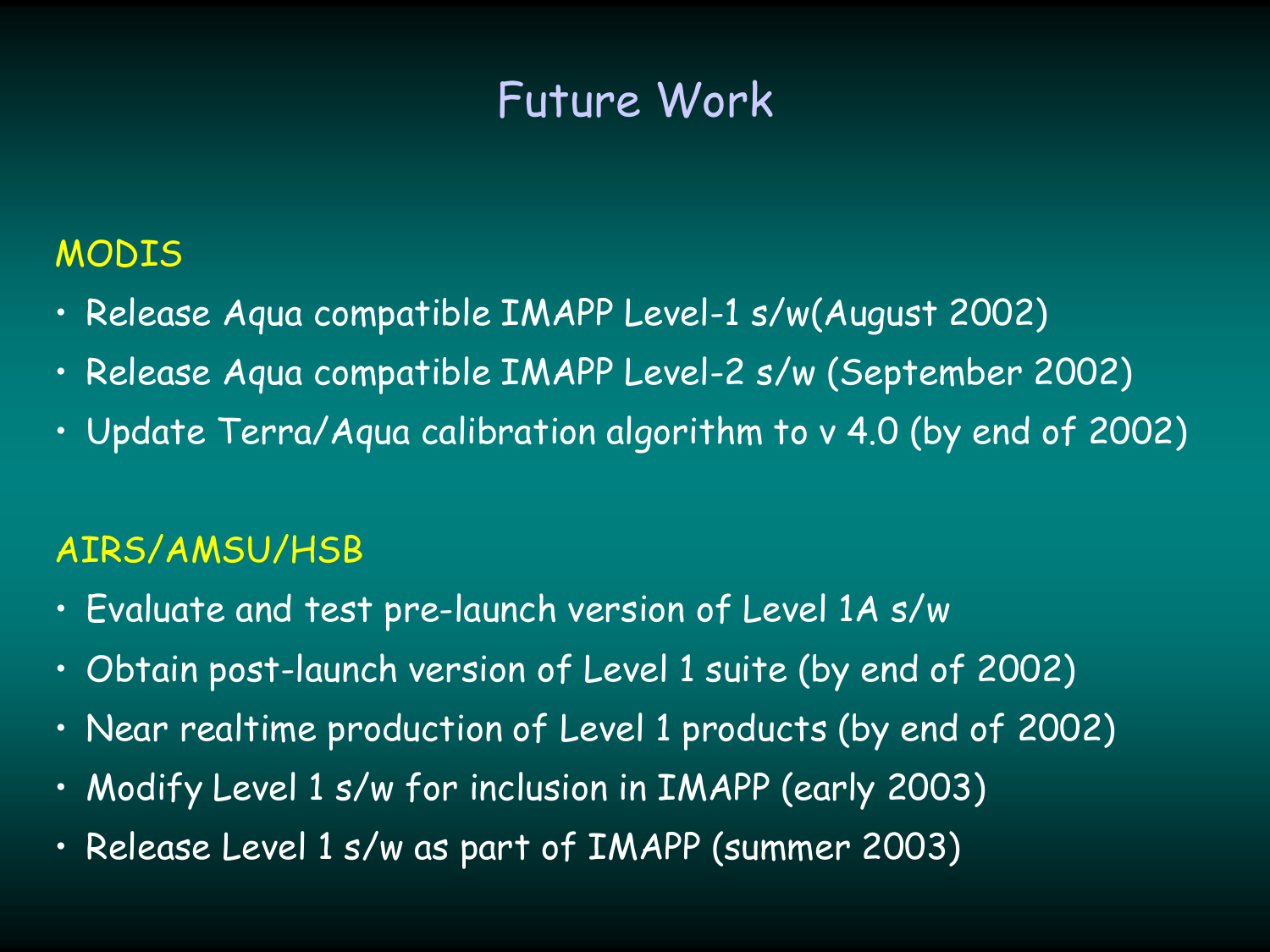# Future Work

## MODIS

- Release Aqua compatible IMAPP Level-1 s/w(August 2002)
- Release Aqua compatible IMAPP Level-2 s/w (September 2002)
- Update Terra/Aqua calibration algorithm to v 4.0 (by end of 2002)

## AIRS/AMSU/HSB

- Evaluate and test pre-launch version of Level 1A s/w
- Obtain post-launch version of Level 1 suite (by end of 2002)
- Near realtime production of Level 1 products (by end of 2002)
- Modify Level 1 s/w for inclusion in IMAPP (early 2003)
- Release Level 1 s/w as part of IMAPP (summer 2003)